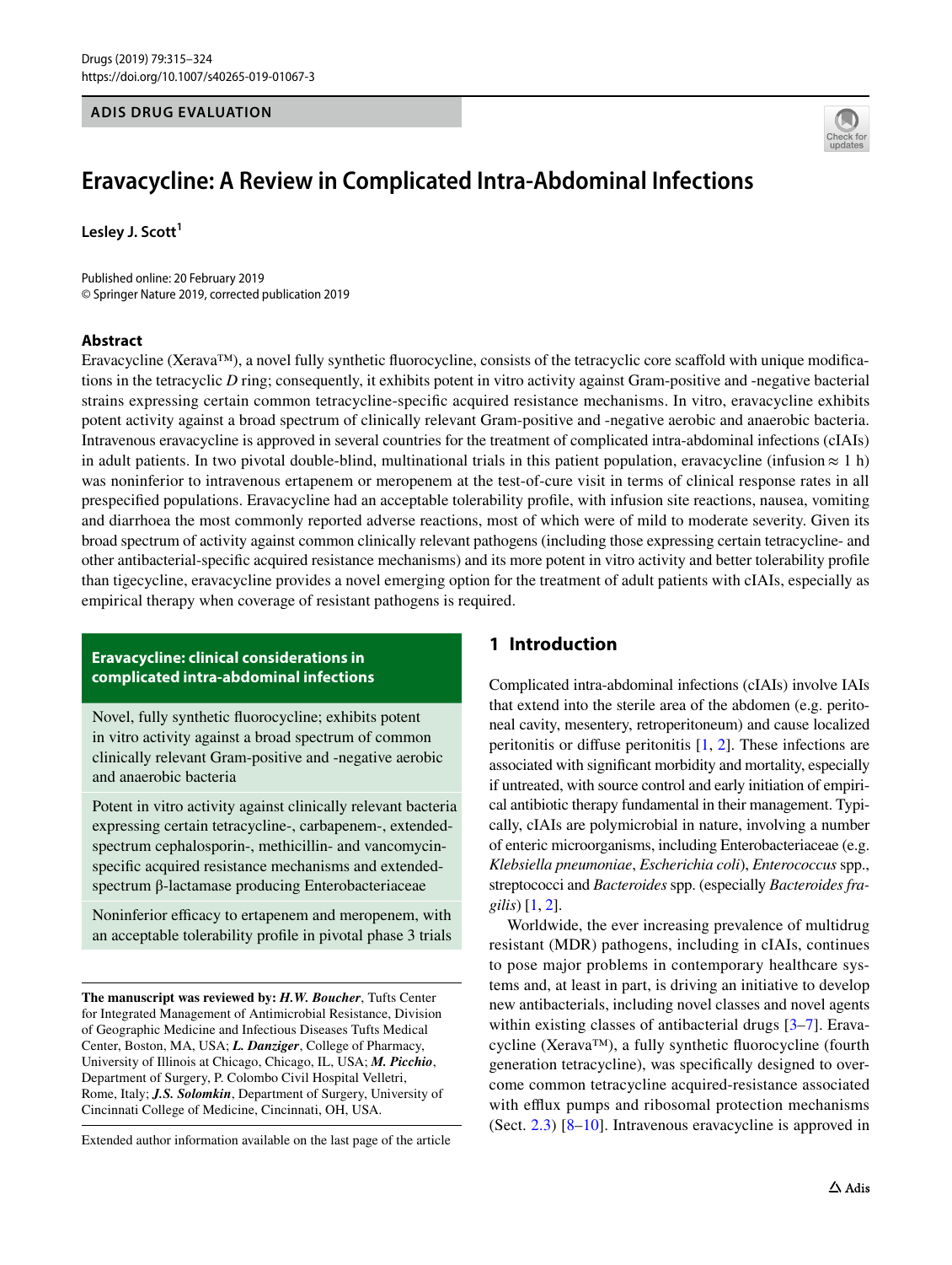ADIS DRUG EVALUATION

# Eravacycline: A Review in Complicated Intra-Abdominal Infections

**Lesley J. Scott**[1]

Published online: 20 February 2019
© Springer Nature 2019, corrected publication 2019

## Abstract

Eravacycline (Xerava™), a novel fully synthetic fluorocycline, consists of the tetracyclic core scaffold with unique modifications in the tetracyclic *D* ring; consequently, it exhibits potent in vitro activity against Gram-positive and -negative bacterial strains expressing certain common tetracycline-specific acquired resistance mechanisms. In vitro, eravacycline exhibits potent activity against a broad spectrum of clinically relevant Gram-positive and -negative aerobic and anaerobic bacteria. Intravenous eravacycline is approved in several countries for the treatment of complicated intra-abdominal infections (cIAIs) in adult patients. In two pivotal double-blind, multinational trials in this patient population, eravacycline (infusion ≈ 1 h) was noninferior to intravenous ertapenem or meropenem at the test-of-cure visit in terms of clinical response rates in all prespecified populations. Eravacycline had an acceptable tolerability profile, with infusion site reactions, nausea, vomiting and diarrhoea the most commonly reported adverse reactions, most of which were of mild to moderate severity. Given its broad spectrum of activity against common clinically relevant pathogens (including those expressing certain tetracycline- and other antibacterial-specific acquired resistance mechanisms) and its more potent in vitro activity and better tolerability profile than tigecycline, eravacycline provides a novel emerging option for the treatment of adult patients with cIAIs, especially as empirical therapy when coverage of resistant pathogens is required.

**Eravacycline: clinical considerations in complicated intra-abdominal infections**

Novel, fully synthetic fluorocycline; exhibits potent in vitro activity against a broad spectrum of common clinically relevant Gram-positive and -negative aerobic and anaerobic bacteria

Potent in vitro activity against clinically relevant bacteria expressing certain tetracycline-, carbapenem-, extended-spectrum cephalosporin-, methicillin- and vancomycin-specific acquired resistance mechanisms and extended-spectrum β-lactamase producing Enterobacteriaceae

Noninferior efficacy to ertapenem and meropenem, with an acceptable tolerability profile in pivotal phase 3 trials

**The manuscript was reviewed by:** ***H.W. Boucher***, Tufts Center for Integrated Management of Antimicrobial Resistance, Division of Geographic Medicine and Infectious Diseases Tufts Medical Center, Boston, MA, USA; ***L. Danziger***, College of Pharmacy, University of Illinois at Chicago, Chicago, IL, USA; ***M. Picchio***, Department of Surgery, P. Colombo Civil Hospital Velletri, Rome, Italy; ***J.S. Solomkin***, Department of Surgery, University of Cincinnati College of Medicine, Cincinnati, OH, USA.

Extended author information available on the last page of the article

## 1 Introduction

Complicated intra-abdominal infections (cIAIs) involve IAIs that extend into the sterile area of the abdomen (e.g. peritoneal cavity, mesentery, retroperitoneum) and cause localized peritonitis or diffuse peritonitis [1, 2]. These infections are associated with significant morbidity and mortality, especially if untreated, with source control and early initiation of empirical antibiotic therapy fundamental in their management. Typically, cIAIs are polymicrobial in nature, involving a number of enteric microorganisms, including Enterobacteriaceae (e.g. *Klebsiella pneumoniae*, *Escherichia coli*), *Enterococcus* spp., streptococci and *Bacteroides* spp. (especially *Bacteroides fragilis*) [1, 2].

Worldwide, the ever increasing prevalence of multidrug resistant (MDR) pathogens, including in cIAIs, continues to pose major problems in contemporary healthcare systems and, at least in part, is driving an initiative to develop new antibacterials, including novel classes and novel agents within existing classes of antibacterial drugs [3–7]. Eravacycline (Xerava™), a fully synthetic fluorocycline (fourth generation tetracycline), was specifically designed to overcome common tetracycline acquired-resistance associated with efflux pumps and ribosomal protection mechanisms (Sect. 2.3) [8–10]. Intravenous eravacycline is approved in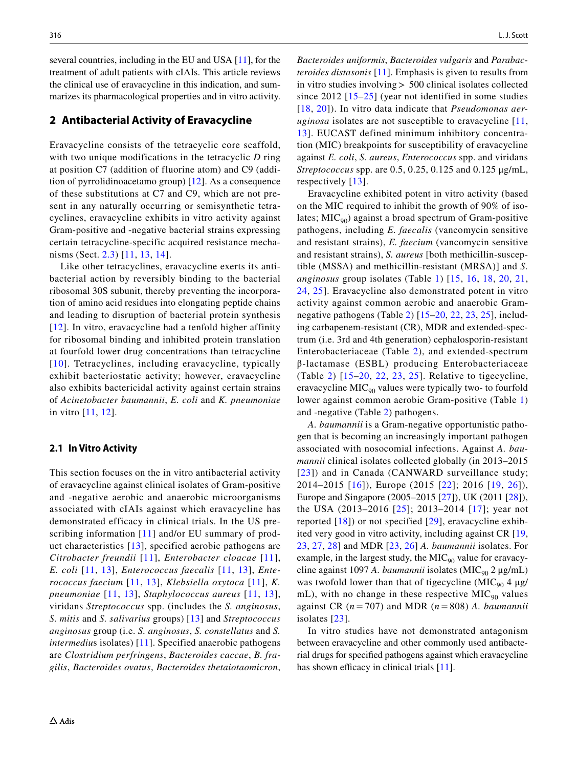several countries, including in the EU and USA [11], for the treatment of adult patients with cIAIs. This article reviews the clinical use of eravacycline in this indication, and summarizes its pharmacological properties and in vitro activity.

## 2 Antibacterial Activity of Eravacycline

Eravacycline consists of the tetracyclic core scaffold, with two unique modifications in the tetracyclic *D* ring at position C7 (addition of fluorine atom) and C9 (addition of pyrrolidinoacetamo group) [12]. As a consequence of these substitutions at C7 and C9, which are not present in any naturally occurring or semisynthetic tetracyclines, eravacycline exhibits in vitro activity against Gram-positive and -negative bacterial strains expressing certain tetracycline-specific acquired resistance mechanisms (Sect. 2.3) [11, 13, 14].

Like other tetracyclines, eravacycline exerts its antibacterial action by reversibly binding to the bacterial ribosomal 30S subunit, thereby preventing the incorporation of amino acid residues into elongating peptide chains and leading to disruption of bacterial protein synthesis [12]. In vitro, eravacycline had a tenfold higher affinity for ribosomal binding and inhibited protein translation at fourfold lower drug concentrations than tetracycline [10]. Tetracyclines, including eravacycline, typically exhibit bacteriostatic activity; however, eravacycline also exhibits bactericidal activity against certain strains of *Acinetobacter baumannii*, *E. coli* and *K. pneumoniae* in vitro [11, 12].

### 2.1 In Vitro Activity

This section focuses on the in vitro antibacterial activity of eravacycline against clinical isolates of Gram-positive and -negative aerobic and anaerobic microorganisms associated with cIAIs against which eravacycline has demonstrated efficacy in clinical trials. In the US prescribing information [11] and/or EU summary of product characteristics [13], specified aerobic pathogens are *Citrobacter freundii* [11], *Enterobacter cloacae* [11], *E. coli* [11, 13], *Enterococcus faecalis* [11, 13], *Enterococcus faecium* [11, 13], *Klebsiella oxytoca* [11], *K. pneumoniae* [11, 13], *Staphylococcus aureus* [11, 13], viridans *Streptococcus* spp. (includes the *S. anginosus*, *S. mitis* and *S. salivarius* groups) [13] and *Streptococcus anginosus* group (i.e. *S. anginosus*, *S. constellatus* and *S. intermedius* isolates) [11]. Specified anaerobic pathogens are *Clostridium perfringens*, *Bacteroides caccae*, *B. fragilis*, *Bacteroides ovatus*, *Bacteroides thetaiotaomicron*, *Bacteroides uniformis*, *Bacteroides vulgaris* and *Parabacteroides distasonis* [11]. Emphasis is given to results from in vitro studies involving > 500 clinical isolates collected since 2012 [15–25] (year not identified in some studies [18, 20]). In vitro data indicate that *Pseudomonas aeruginosa* isolates are not susceptible to eravacycline [11, 13]. EUCAST defined minimum inhibitory concentration (MIC) breakpoints for susceptibility of eravacycline against *E. coli*, *S. aureus*, *Enterococcus* spp. and viridans *Streptococcus* spp. are 0.5, 0.25, 0.125 and 0.125 μg/mL, respectively [13].

Eravacycline exhibited potent in vitro activity (based on the MIC required to inhibit the growth of 90% of isolates; $MIC_{90}$) against a broad spectrum of Gram-positive pathogens, including *E. faecalis* (vancomycin sensitive and resistant strains), *E. faecium* (vancomycin sensitive and resistant strains), *S. aureus* [both methicillin-susceptible (MSSA) and methicillin-resistant (MRSA)] and *S. anginosus* group isolates (Table 1) [15, 16, 18, 20, 21, 24, 25]. Eravacycline also demonstrated potent in vitro activity against common aerobic and anaerobic Gram-negative pathogens (Table 2) [15–20, 22, 23, 25], including carbapenem-resistant (CR), MDR and extended-spectrum (i.e. 3rd and 4th generation) cephalosporin-resistant Enterobacteriaceae (Table 2), and extended-spectrum β-lactamase (ESBL) producing Enterobacteriaceae (Table 2) [15–20, 22, 23, 25]. Relative to tigecycline, eravacycline $MIC_{90}$ values were typically two- to fourfold lower against common aerobic Gram-positive (Table 1) and -negative (Table 2) pathogens.

*A. baumannii* is a Gram-negative opportunistic pathogen that is becoming an increasingly important pathogen associated with nosocomial infections. Against *A. baumannii* clinical isolates collected globally (in 2013–2015 [23]) and in Canada (CANWARD surveillance study; 2014–2015 [16]), Europe (2015 [22]; 2016 [19, 26]), Europe and Singapore (2005–2015 [27]), UK (2011 [28]), the USA (2013–2016 [25]; 2013–2014 [17]; year not reported [18]) or not specified [29], eravacycline exhibited very good in vitro activity, including against CR [19, 23, 27, 28] and MDR [23, 26] *A. baumannii* isolates. For example, in the largest study, the $MIC_{90}$ value for eravacycline against 1097 *A. baumannii* isolates ($MIC_{90}$ 2 μg/mL) was twofold lower than that of tigecycline ($MIC_{90}$ 4 μg/mL), with no change in these respective $MIC_{90}$ values against CR ($n = 707$) and MDR ($n = 808$) *A. baumannii* isolates [23].

In vitro studies have not demonstrated antagonism between eravacycline and other commonly used antibacterial drugs for specified pathogens against which eravacycline has shown efficacy in clinical trials [11].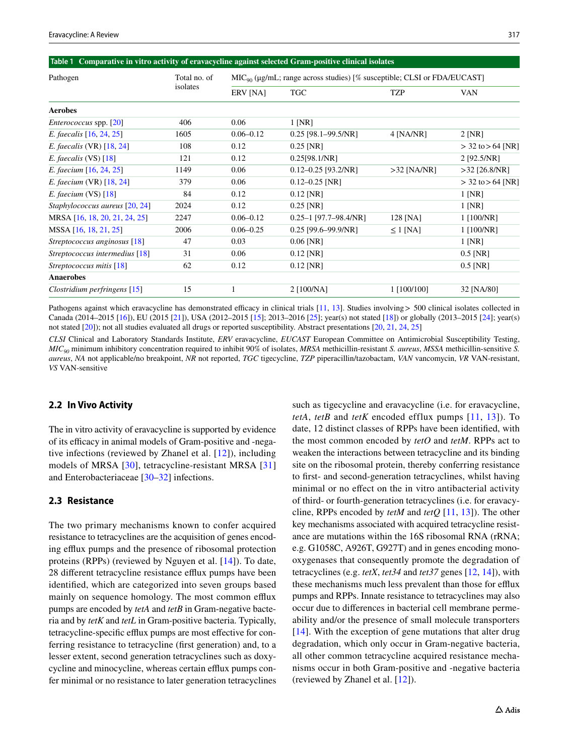**Table 1 Comparative in vitro activity of eravacycline against selected Gram-positive clinical isolates**

| Pathogen | Total no. of isolates | $MIC_{90}$ (μg/mL; range across studies) [% susceptible; CLSI or FDA/EUCAST] | | | |
|---|---|---|---|---|---|
| | | ERV [NA] | TGC | TZP | VAN |
| **Aerobes** | | | | | |
| *Enterococcus* spp. [20] | 406 | 0.06 | 1 [NR] | | |
| *E. faecalis* [16, 24, 25] | 1605 | 0.06–0.12 | 0.25 [98.1–99.5/NR] | 4 [NA/NR] | 2 [NR] |
| *E. faecalis* (VR) [18, 24] | 108 | 0.12 | 0.25 [NR] | | > 32 to > 64 [NR] |
| *E. faecalis* (VS) [18] | 121 | 0.12 | 0.25[98.1/NR] | | 2 [92.5/NR] |
| *E. faecium* [16, 24, 25] | 1149 | 0.06 | 0.12–0.25 [93.2/NR] | >32 [NA/NR] | >32 [26.8/NR] |
| *E. faecium* (VR) [18, 24] | 379 | 0.06 | 0.12–0.25 [NR] | | > 32 to > 64 [NR] |
| *E. faecium* (VS) [18] | 84 | 0.12 | 0.12 [NR] | | 1 [NR] |
| *Staphylococcus aureus* [20, 24] | 2024 | 0.12 | 0.25 [NR] | | 1 [NR] |
| MRSA [16, 18, 20, 21, 24, 25] | 2247 | 0.06–0.12 | 0.25–1 [97.7–98.4/NR] | 128 [NA] | 1 [100/NR] |
| MSSA [16, 18, 21, 25] | 2006 | 0.06–0.25 | 0.25 [99.6–99.9/NR] | ≤ 1 [NA] | 1 [100/NR] |
| *Streptococcus anginosus* [18] | 47 | 0.03 | 0.06 [NR] | | 1 [NR] |
| *Streptococcus intermedius* [18] | 31 | 0.06 | 0.12 [NR] | | 0.5 [NR] |
| *Streptococcus mitis* [18] | 62 | 0.12 | 0.12 [NR] | | 0.5 [NR] |
| **Anaerobes** | | | | | |
| *Clostridium perfringens* [15] | 15 | 1 | 2 [100/NA] | 1 [100/100] | 32 [NA/80] |

Pathogens against which eravacycline has demonstrated efficacy in clinical trials [11, 13]. Studies involving > 500 clinical isolates collected in Canada (2014–2015 [16]), EU (2015 [21]), USA (2012–2015 [15]; 2013–2016 [25]; year(s) not stated [18]) or globally (2013–2015 [24]; year(s) not stated [20]); not all studies evaluated all drugs or reported susceptibility. Abstract presentations [20, 21, 24, 25]

*CLSI* Clinical and Laboratory Standards Institute, *ERV* eravacycline, *EUCAST* European Committee on Antimicrobial Susceptibility Testing, $MIC_{90}$ minimum inhibitory concentration required to inhibit 90% of isolates, *MRSA* methicillin-resistant *S. aureus*, *MSSA* methicillin-sensitive *S. aureus*, *NA* not applicable/no breakpoint, *NR* not reported, *TGC* tigecycline, *TZP* piperacillin/tazobactam, *VAN* vancomycin, *VR* VAN-resistant, *VS* VAN-sensitive

### 2.2 In Vivo Activity

The in vitro activity of eravacycline is supported by evidence of its efficacy in animal models of Gram-positive and -negative infections (reviewed by Zhanel et al. [12]), including models of MRSA [30], tetracycline-resistant MRSA [31] and Enterobacteriaceae [30–32] infections.

### 2.3 Resistance

The two primary mechanisms known to confer acquired resistance to tetracyclines are the acquisition of genes encoding efflux pumps and the presence of ribosomal protection proteins (RPPs) (reviewed by Nguyen et al. [14]). To date, 28 different tetracycline resistance efflux pumps have been identified, which are categorized into seven groups based mainly on sequence homology. The most common efflux pumps are encoded by *tetA* and *tetB* in Gram-negative bacteria and by *tetK* and *tetL* in Gram-positive bacteria. Typically, tetracycline-specific efflux pumps are most effective for conferring resistance to tetracycline (first generation) and, to a lesser extent, second generation tetracyclines such as doxycycline and minocycline, whereas certain efflux pumps confer minimal or no resistance to later generation tetracyclines such as tigecycline and eravacycline (i.e. for eravacycline, *tetA*, *tetB* and *tetK* encoded efflux pumps [11, 13]). To date, 12 distinct classes of RPPs have been identified, with the most common encoded by *tetO* and *tetM*. RPPs act to weaken the interactions between tetracycline and its binding site on the ribosomal protein, thereby conferring resistance to first- and second-generation tetracyclines, whilst having minimal or no effect on the in vitro antibacterial activity of third- or fourth-generation tetracyclines (i.e. for eravacycline, RPPs encoded by *tetM* and *tetQ* [11, 13]). The other key mechanisms associated with acquired tetracycline resistance are mutations within the 16S ribosomal RNA (rRNA; e.g. G1058C, A926T, G927T) and in genes encoding monooxygenases that consequently promote the degradation of tetracyclines (e.g. *tetX*, *tet34* and *tet37* genes [12, 14]), with these mechanisms much less prevalent than those for efflux pumps and RPPs. Innate resistance to tetracyclines may also occur due to differences in bacterial cell membrane permeability and/or the presence of small molecule transporters [14]. With the exception of gene mutations that alter drug degradation, which only occur in Gram-negative bacteria, all other common tetracycline acquired resistance mechanisms occur in both Gram-positive and -negative bacteria (reviewed by Zhanel et al. [12]).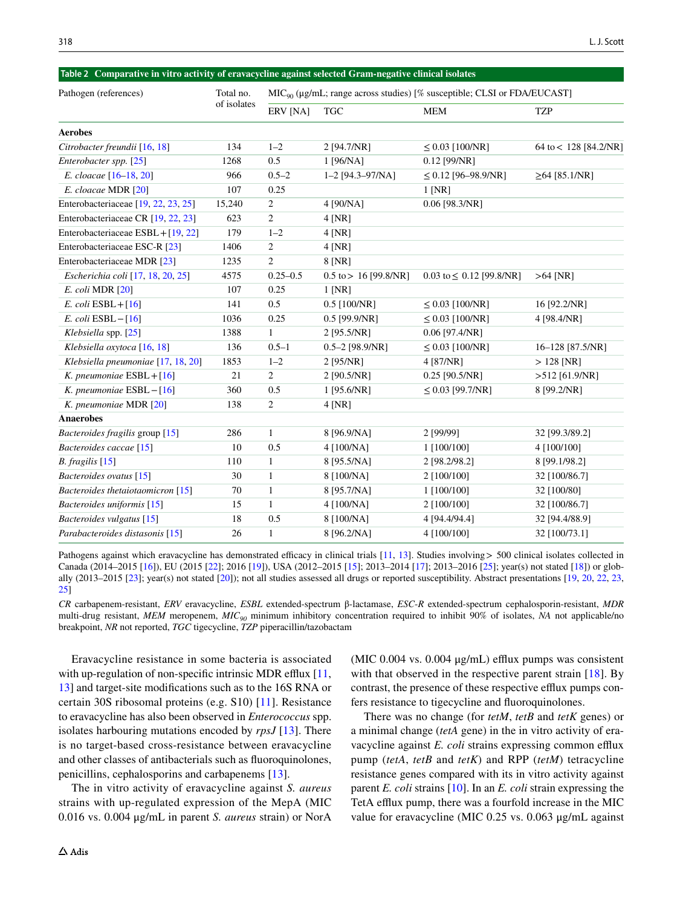**Table 2 Comparative in vitro activity of eravacycline against selected Gram-negative clinical isolates**

| Pathogen (references) | Total no. of isolates | $MIC_{90}$ (μg/mL; range across studies) [% susceptible; CLSI or FDA/EUCAST] | | | |
|---|---|---|---|---|---|
| | | ERV [NA] | TGC | MEM | TZP |
| **Aerobes** | | | | | |
| *Citrobacter freundii* [16, 18] | 134 | 1–2 | 2 [94.7/NR] | ≤ 0.03 [100/NR] | 64 to < 128 [84.2/NR] |
| *Enterobacter spp.* [25] | 1268 | 0.5 | 1 [96/NA] | 0.12 [99/NR] | |
| *E. cloacae* [16–18, 20] | 966 | 0.5–2 | 1–2 [94.3–97/NA] | ≤ 0.12 [96–98.9/NR] | ≥64 [85.1/NR] |
| *E. cloacae* MDR [20] | 107 | 0.25 | | 1 [NR] | |
| Enterobacteriaceae [19, 22, 23, 25] | 15,240 | 2 | 4 [90/NA] | 0.06 [98.3/NR] | |
| Enterobacteriaceae CR [19, 22, 23] | 623 | 2 | 4 [NR] | | |
| Enterobacteriaceae ESBL+ [19, 22] | 179 | 1–2 | 4 [NR] | | |
| Enterobacteriaceae ESC-R [23] | 1406 | 2 | 4 [NR] | | |
| Enterobacteriaceae MDR [23] | 1235 | 2 | 8 [NR] | | |
| *Escherichia coli* [17, 18, 20, 25] | 4575 | 0.25–0.5 | 0.5 to > 16 [99.8/NR] | 0.03 to ≤ 0.12 [99.8/NR] | >64 [NR] |
| *E. coli* MDR [20] | 107 | 0.25 | 1 [NR] | | |
| *E. coli* ESBL+ [16] | 141 | 0.5 | 0.5 [100/NR] | ≤ 0.03 [100/NR] | 16 [92.2/NR] |
| *E. coli* ESBL− [16] | 1036 | 0.25 | 0.5 [99.9/NR] | ≤ 0.03 [100/NR] | 4 [98.4/NR] |
| *Klebsiella* spp. [25] | 1388 | 1 | 2 [95.5/NR] | 0.06 [97.4/NR] | |
| *Klebsiella oxytoca* [16, 18] | 136 | 0.5–1 | 0.5–2 [98.9/NR] | ≤ 0.03 [100/NR] | 16–128 [87.5/NR] |
| *Klebsiella pneumoniae* [17, 18, 20] | 1853 | 1–2 | 2 [95/NR] | 4 [87/NR] | > 128 [NR] |
| *K. pneumoniae* ESBL+ [16] | 21 | 2 | 2 [90.5/NR] | 0.25 [90.5/NR] | >512 [61.9/NR] |
| *K. pneumoniae* ESBL− [16] | 360 | 0.5 | 1 [95.6/NR] | ≤ 0.03 [99.7/NR] | 8 [99.2/NR] |
| *K. pneumoniae* MDR [20] | 138 | 2 | 4 [NR] | | |
| **Anaerobes** | | | | | |
| *Bacteroides fragilis* group [15] | 286 | 1 | 8 [96.9/NA] | 2 [99/99] | 32 [99.3/89.2] |
| *Bacteroides caccae* [15] | 10 | 0.5 | 4 [100/NA] | 1 [100/100] | 4 [100/100] |
| *B. fragilis* [15] | 110 | 1 | 8 [95.5/NA] | 2 [98.2/98.2] | 8 [99.1/98.2] |
| *Bacteroides ovatus* [15] | 30 | 1 | 8 [100/NA] | 2 [100/100] | 32 [100/86.7] |
| *Bacteroides thetaiotaomicron* [15] | 70 | 1 | 8 [95.7/NA] | 1 [100/100] | 32 [100/80] |
| *Bacteroides uniformis* [15] | 15 | 1 | 4 [100/NA] | 2 [100/100] | 32 [100/86.7] |
| *Bacteroides vulgatus* [15] | 18 | 0.5 | 8 [100/NA] | 4 [94.4/94.4] | 32 [94.4/88.9] |
| *Parabacteroides distasonis* [15] | 26 | 1 | 8 [96.2/NA] | 4 [100/100] | 32 [100/73.1] |

Pathogens against which eravacycline has demonstrated efficacy in clinical trials [11, 13]. Studies involving > 500 clinical isolates collected in Canada (2014–2015 [16]), EU (2015 [22]; 2016 [19]), USA (2012–2015 [15]; 2013–2014 [17]; 2013–2016 [25]; year(s) not stated [18]) or globally (2013–2015 [23]; year(s) not stated [20]); not all studies assessed all drugs or reported susceptibility. Abstract presentations [19, 20, 22, 23, 25]

*CR* carbapenem-resistant, *ERV* eravacycline, *ESBL* extended-spectrum β-lactamase, *ESC-R* extended-spectrum cephalosporin-resistant, *MDR* multi-drug resistant, *MEM* meropenem, $MIC_{90}$ minimum inhibitory concentration required to inhibit 90% of isolates, *NA* not applicable/no breakpoint, *NR* not reported, *TGC* tigecycline, *TZP* piperacillin/tazobactam

Eravacycline resistance in some bacteria is associated with up-regulation of non-specific intrinsic MDR efflux [11, 13] and target-site modifications such as to the 16S RNA or certain 30S ribosomal proteins (e.g. S10) [11]. Resistance to eravacycline has also been observed in *Enterococcus* spp. isolates harbouring mutations encoded by *rpsJ* [13]. There is no target-based cross-resistance between eravacycline and other classes of antibacterials such as fluoroquinolones, penicillins, cephalosporins and carbapenems [13].

The in vitro activity of eravacycline against *S. aureus* strains with up-regulated expression of the MepA (MIC 0.016 vs. 0.004 μg/mL in parent *S. aureus* strain) or NorA (MIC 0.004 vs. 0.004 μg/mL) efflux pumps was consistent with that observed in the respective parent strain [18]. By contrast, the presence of these respective efflux pumps confers resistance to tigecycline and fluoroquinolones.

There was no change (for *tetM*, *tetB* and *tetK* genes) or a minimal change (*tetA* gene) in the in vitro activity of eravacycline against *E. coli* strains expressing common efflux pump (*tetA*, *tetB* and *tetK*) and RPP (*tetM*) tetracycline resistance genes compared with its in vitro activity against parent *E. coli* strains [10]. In an *E. coli* strain expressing the TetA efflux pump, there was a fourfold increase in the MIC value for eravacycline (MIC 0.25 vs. 0.063 μg/mL against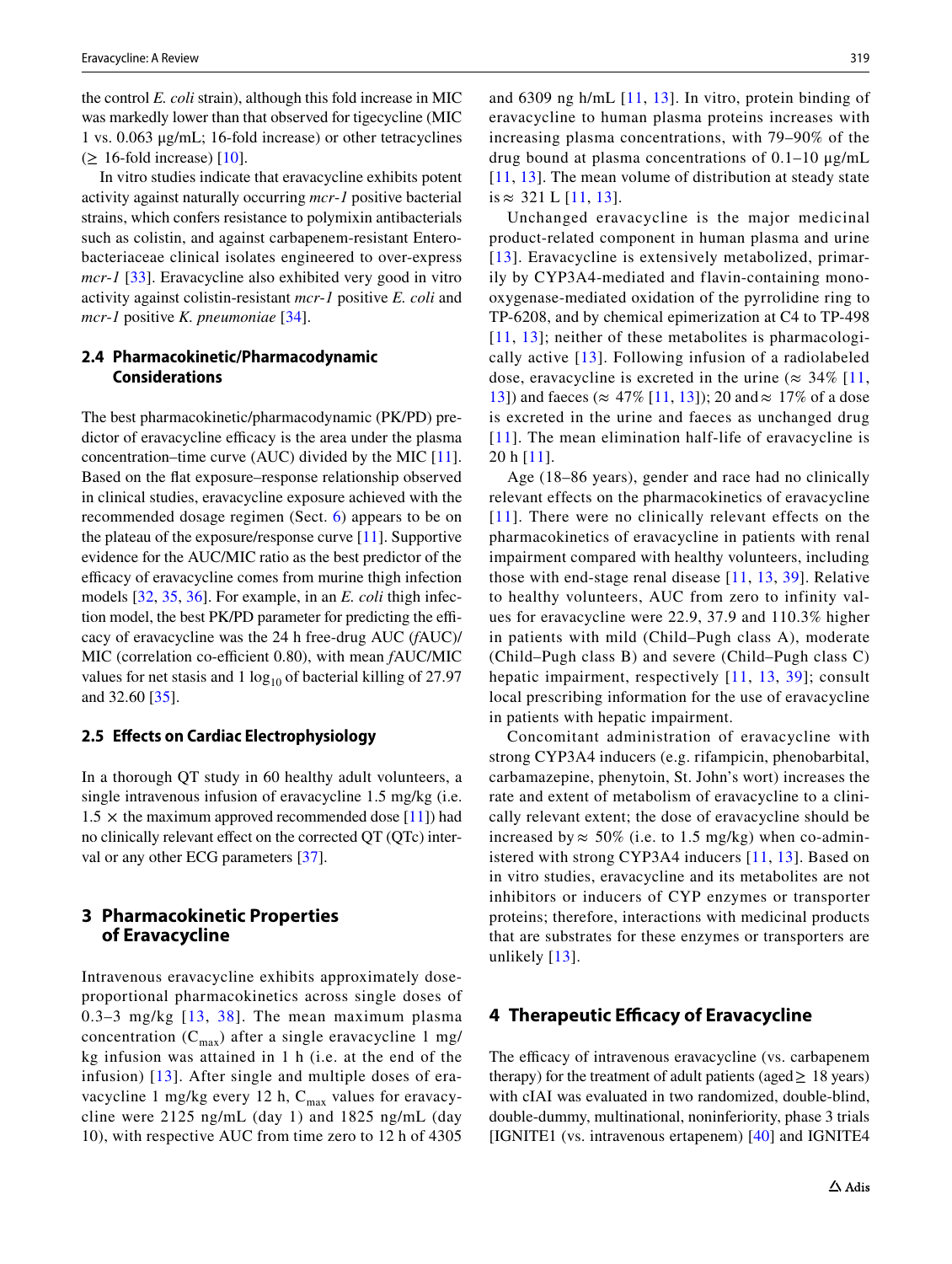the control *E. coli* strain), although this fold increase in MIC was markedly lower than that observed for tigecycline (MIC 1 vs. 0.063 μg/mL; 16-fold increase) or other tetracyclines (≥ 16-fold increase) [10].

In vitro studies indicate that eravacycline exhibits potent activity against naturally occurring *mcr-1* positive bacterial strains, which confers resistance to polymixin antibacterials such as colistin, and against carbapenem-resistant Enterobacteriaceae clinical isolates engineered to over-express *mcr-1* [33]. Eravacycline also exhibited very good in vitro activity against colistin-resistant *mcr-1* positive *E. coli* and *mcr-1* positive *K. pneumoniae* [34].

### 2.4 Pharmacokinetic/Pharmacodynamic Considerations

The best pharmacokinetic/pharmacodynamic (PK/PD) predictor of eravacycline efficacy is the area under the plasma concentration–time curve (AUC) divided by the MIC [11]. Based on the flat exposure–response relationship observed in clinical studies, eravacycline exposure achieved with the recommended dosage regimen (Sect. 6) appears to be on the plateau of the exposure/response curve [11]. Supportive evidence for the AUC/MIC ratio as the best predictor of the efficacy of eravacycline comes from murine thigh infection models [32, 35, 36]. For example, in an *E. coli* thigh infection model, the best PK/PD parameter for predicting the efficacy of eravacycline was the 24 h free-drug AUC (*f*AUC)/MIC (correlation co-efficient 0.80), with mean *f*AUC/MIC values for net stasis and 1 $\log_{10}$ of bacterial killing of 27.97 and 32.60 [35].

### 2.5 Effects on Cardiac Electrophysiology

In a thorough QT study in 60 healthy adult volunteers, a single intravenous infusion of eravacycline 1.5 mg/kg (i.e. 1.5 × the maximum approved recommended dose [11]) had no clinically relevant effect on the corrected QT (QTc) interval or any other ECG parameters [37].

## 3 Pharmacokinetic Properties of Eravacycline

Intravenous eravacycline exhibits approximately dose-proportional pharmacokinetics across single doses of 0.3–3 mg/kg [13, 38]. The mean maximum plasma concentration ($C_{max}$) after a single eravacycline 1 mg/kg infusion was attained in 1 h (i.e. at the end of the infusion) [13]. After single and multiple doses of eravacycline 1 mg/kg every 12 h, $C_{max}$ values for eravacycline were 2125 ng/mL (day 1) and 1825 ng/mL (day 10), with respective AUC from time zero to 12 h of 4305 and 6309 ng h/mL [11, 13]. In vitro, protein binding of eravacycline to human plasma proteins increases with increasing plasma concentrations, with 79–90% of the drug bound at plasma concentrations of 0.1–10 μg/mL [11, 13]. The mean volume of distribution at steady state is ≈ 321 L [11, 13].

Unchanged eravacycline is the major medicinal product-related component in human plasma and urine [13]. Eravacycline is extensively metabolized, primarily by CYP3A4-mediated and flavin-containing monooxygenase-mediated oxidation of the pyrrolidine ring to TP-6208, and by chemical epimerization at C4 to TP-498 [11, 13]; neither of these metabolites is pharmacologically active [13]. Following infusion of a radiolabeled dose, eravacycline is excreted in the urine (≈ 34% [11, 13]) and faeces (≈ 47% [11, 13]); 20 and ≈ 17% of a dose is excreted in the urine and faeces as unchanged drug [11]. The mean elimination half-life of eravacycline is 20 h [11].

Age (18–86 years), gender and race had no clinically relevant effects on the pharmacokinetics of eravacycline [11]. There were no clinically relevant effects on the pharmacokinetics of eravacycline in patients with renal impairment compared with healthy volunteers, including those with end-stage renal disease [11, 13, 39]. Relative to healthy volunteers, AUC from zero to infinity values for eravacycline were 22.9, 37.9 and 110.3% higher in patients with mild (Child–Pugh class A), moderate (Child–Pugh class B) and severe (Child–Pugh class C) hepatic impairment, respectively [11, 13, 39]; consult local prescribing information for the use of eravacycline in patients with hepatic impairment.

Concomitant administration of eravacycline with strong CYP3A4 inducers (e.g. rifampicin, phenobarbital, carbamazepine, phenytoin, St. John's wort) increases the rate and extent of metabolism of eravacycline to a clinically relevant extent; the dose of eravacycline should be increased by ≈ 50% (i.e. to 1.5 mg/kg) when co-administered with strong CYP3A4 inducers [11, 13]. Based on in vitro studies, eravacycline and its metabolites are not inhibitors or inducers of CYP enzymes or transporter proteins; therefore, interactions with medicinal products that are substrates for these enzymes or transporters are unlikely [13].

## 4 Therapeutic Efficacy of Eravacycline

The efficacy of intravenous eravacycline (vs. carbapenem therapy) for the treatment of adult patients (aged ≥ 18 years) with cIAI was evaluated in two randomized, double-blind, double-dummy, multinational, noninferiority, phase 3 trials [IGNITE1 (vs. intravenous ertapenem) [40] and IGNITE4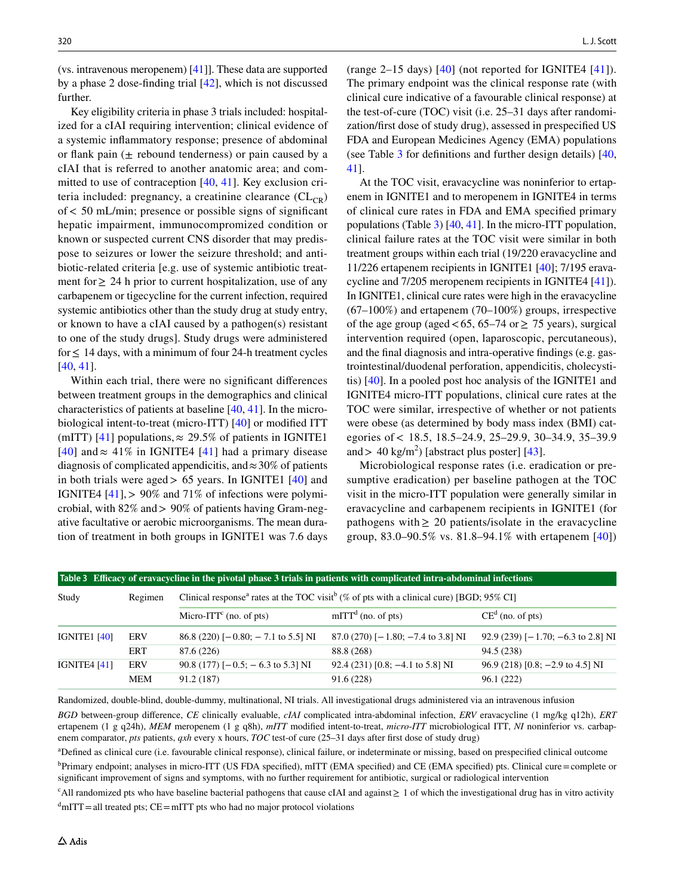(vs. intravenous meropenem) [41]]. These data are supported by a phase 2 dose-finding trial [42], which is not discussed further.

Key eligibility criteria in phase 3 trials included: hospitalized for a cIAI requiring intervention; clinical evidence of a systemic inflammatory response; presence of abdominal or flank pain (± rebound tenderness) or pain caused by a cIAI that is referred to another anatomic area; and committed to use of contraception [40, 41]. Key exclusion criteria included: pregnancy, a creatinine clearance ($CL_{CR}$) of < 50 mL/min; presence or possible signs of significant hepatic impairment, immunocompromized condition or known or suspected current CNS disorder that may predispose to seizures or lower the seizure threshold; and antibiotic-related criteria [e.g. use of systemic antibiotic treatment for ≥ 24 h prior to current hospitalization, use of any carbapenem or tigecycline for the current infection, required systemic antibiotics other than the study drug at study entry, or known to have a cIAI caused by a pathogen(s) resistant to one of the study drugs]. Study drugs were administered for ≤ 14 days, with a minimum of four 24-h treatment cycles [40, 41].

Within each trial, there were no significant differences between treatment groups in the demographics and clinical characteristics of patients at baseline [40, 41]. In the microbiological intent-to-treat (micro-ITT) [40] or modified ITT (mITT) [41] populations, ≈ 29.5% of patients in IGNITE1 [40] and ≈ 41% in IGNITE4 [41] had a primary disease diagnosis of complicated appendicitis, and ≈ 30% of patients in both trials were aged > 65 years. In IGNITE1 [40] and IGNITE4 [41], > 90% and 71% of infections were polymicrobial, with 82% and > 90% of patients having Gram-negative facultative or aerobic microorganisms. The mean duration of treatment in both groups in IGNITE1 was 7.6 days (range 2–15 days) [40] (not reported for IGNITE4 [41]). The primary endpoint was the clinical response rate (with clinical cure indicative of a favourable clinical response) at the test-of-cure (TOC) visit (i.e. 25–31 days after randomization/first dose of study drug), assessed in prespecified US FDA and European Medicines Agency (EMA) populations (see Table 3 for definitions and further design details) [40, 41].

At the TOC visit, eravacycline was noninferior to ertapenem in IGNITE1 and to meropenem in IGNITE4 in terms of clinical cure rates in FDA and EMA specified primary populations (Table 3) [40, 41]. In the micro-ITT population, clinical failure rates at the TOC visit were similar in both treatment groups within each trial (19/220 eravacycline and 11/226 ertapenem recipients in IGNITE1 [40]; 7/195 eravacycline and 7/205 meropenem recipients in IGNITE4 [41]). In IGNITE1, clinical cure rates were high in the eravacycline (67–100%) and ertapenem (70–100%) groups, irrespective of the age group (aged < 65, 65–74 or ≥ 75 years), surgical intervention required (open, laparoscopic, percutaneous), and the final diagnosis and intra-operative findings (e.g. gastrointestinal/duodenal perforation, appendicitis, cholecystitis) [40]. In a pooled post hoc analysis of the IGNITE1 and IGNITE4 micro-ITT populations, clinical cure rates at the TOC were similar, irrespective of whether or not patients were obese (as determined by body mass index (BMI) categories of < 18.5, 18.5–24.9, 25–29.9, 30–34.9, 35–39.9 and > 40 kg/m$^2$) [abstract plus poster] [43].

Microbiological response rates (i.e. eradication or presumptive eradication) per baseline pathogen at the TOC visit in the micro-ITT population were generally similar in eravacycline and carbapenem recipients in IGNITE1 (for pathogens with ≥ 20 patients/isolate in the eravacycline group, 83.0–90.5% vs. 81.8–94.1% with ertapenem [40])

**Table 3 Efficacy of eravacycline in the pivotal phase 3 trials in patients with complicated intra-abdominal infections**

| Study | Regimen | Clinical response[a] rates at the TOC visit[b] (% of pts with a clinical cure) [BGD; 95% CI] | | |
|---|---|---|---|---|
| | | Micro-ITT[c] (no. of pts) | mITT[d] (no. of pts) | CE[d] (no. of pts) |
| IGNITE1 [40] | ERV | 86.8 (220) [− 0.80; − 7.1 to 5.5] NI | 87.0 (270) [− 1.80; −7.4 to 3.8] NI | 92.9 (239) [− 1.70; −6.3 to 2.8] NI |
| | ERT | 87.6 (226) | 88.8 (268) | 94.5 (238) |
| IGNITE4 [41] | ERV | 90.8 (177) [− 0.5; − 6.3 to 5.3] NI | 92.4 (231) [0.8; −4.1 to 5.8] NI | 96.9 (218) [0.8; −2.9 to 4.5] NI |
| | MEM | 91.2 (187) | 91.6 (228) | 96.1 (222) |

Randomized, double-blind, double-dummy, multinational, NI trials. All investigational drugs administered via an intravenous infusion

*BGD* between-group difference, *CE* clinically evaluable, *cIAI* complicated intra-abdominal infection, *ERV* eravacycline (1 mg/kg q12h), *ERT* ertapenem (1 g q24h), *MEM* meropenem (1 g q8h), *mITT* modified intent-to-treat, *micro-ITT* microbiological ITT, *NI* noninferior vs. carbapenem comparator, *pts* patients, *qxh* every x hours, *TOC* test-of cure (25–31 days after first dose of study drug)

[a]Defined as clinical cure (i.e. favourable clinical response), clinical failure, or indeterminate or missing, based on prespecified clinical outcome

[b]Primary endpoint; analyses in micro-ITT (US FDA specified), mITT (EMA specified) and CE (EMA specified) pts. Clinical cure = complete or significant improvement of signs and symptoms, with no further requirement for antibiotic, surgical or radiological intervention

[c]All randomized pts who have baseline bacterial pathogens that cause cIAI and against ≥ 1 of which the investigational drug has in vitro activity

[d]mITT = all treated pts; CE = mITT pts who had no major protocol violations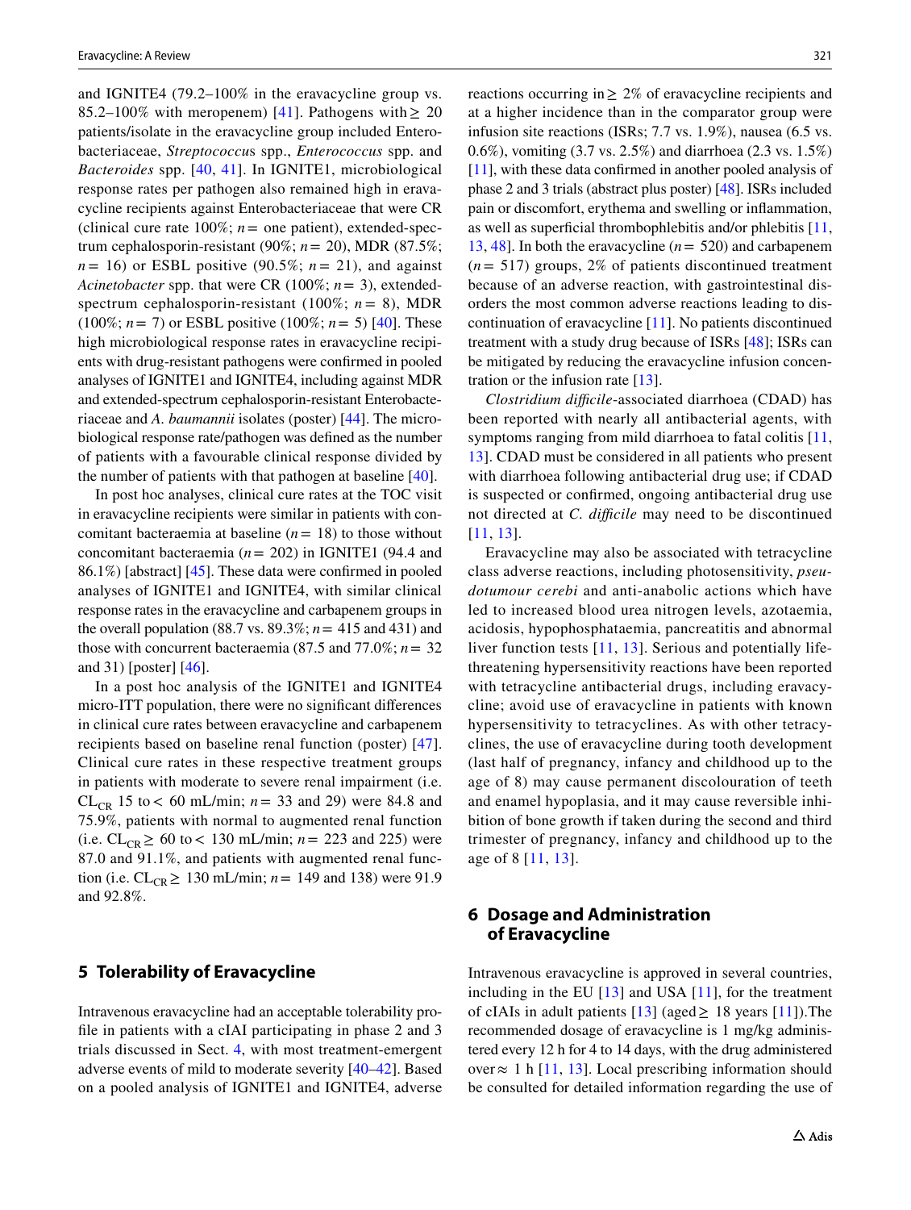and IGNITE4 (79.2–100% in the eravacycline group vs. 85.2–100% with meropenem) [41]. Pathogens with ≥ 20 patients/isolate in the eravacycline group included Enterobacteriaceae, *Streptococcus* spp., *Enterococcus* spp. and *Bacteroides* spp. [40, 41]. In IGNITE1, microbiological response rates per pathogen also remained high in eravacycline recipients against Enterobacteriaceae that were CR (clinical cure rate 100%; $n$ = one patient), extended-spectrum cephalosporin-resistant (90%; $n$ = 20), MDR (87.5%; $n$ = 16) or ESBL positive (90.5%; $n$ = 21), and against *Acinetobacter* spp. that were CR (100%; $n$ = 3), extended-spectrum cephalosporin-resistant (100%; $n$ = 8), MDR (100%; $n$ = 7) or ESBL positive (100%; $n$ = 5) [40]. These high microbiological response rates in eravacycline recipients with drug-resistant pathogens were confirmed in pooled analyses of IGNITE1 and IGNITE4, including against MDR and extended-spectrum cephalosporin-resistant Enterobacteriaceae and *A. baumannii* isolates (poster) [44]. The microbiological response rate/pathogen was defined as the number of patients with a favourable clinical response divided by the number of patients with that pathogen at baseline [40].

In post hoc analyses, clinical cure rates at the TOC visit in eravacycline recipients were similar in patients with concomitant bacteraemia at baseline ($n$ = 18) to those without concomitant bacteraemia ($n$ = 202) in IGNITE1 (94.4 and 86.1%) [abstract] [45]. These data were confirmed in pooled analyses of IGNITE1 and IGNITE4, with similar clinical response rates in the eravacycline and carbapenem groups in the overall population (88.7 vs. 89.3%; $n$ = 415 and 431) and those with concurrent bacteraemia (87.5 and 77.0%; $n$ = 32 and 31) [poster] [46].

In a post hoc analysis of the IGNITE1 and IGNITE4 micro-ITT population, there were no significant differences in clinical cure rates between eravacycline and carbapenem recipients based on baseline renal function (poster) [47]. Clinical cure rates in these respective treatment groups in patients with moderate to severe renal impairment (i.e. $CL_{CR}$ 15 to < 60 mL/min; $n$ = 33 and 29) were 84.8 and 75.9%, patients with normal to augmented renal function (i.e. $CL_{CR} \geq$ 60 to < 130 mL/min; $n$ = 223 and 225) were 87.0 and 91.1%, and patients with augmented renal function (i.e. $CL_{CR} \geq$ 130 mL/min; $n$ = 149 and 138) were 91.9 and 92.8%.

## 5 Tolerability of Eravacycline

Intravenous eravacycline had an acceptable tolerability profile in patients with a cIAI participating in phase 2 and 3 trials discussed in Sect. 4, with most treatment-emergent adverse events of mild to moderate severity [40–42]. Based on a pooled analysis of IGNITE1 and IGNITE4, adverse reactions occurring in ≥ 2% of eravacycline recipients and at a higher incidence than in the comparator group were infusion site reactions (ISRs; 7.7 vs. 1.9%), nausea (6.5 vs. 0.6%), vomiting (3.7 vs. 2.5%) and diarrhoea (2.3 vs. 1.5%) [11], with these data confirmed in another pooled analysis of phase 2 and 3 trials (abstract plus poster) [48]. ISRs included pain or discomfort, erythema and swelling or inflammation, as well as superficial thrombophlebitis and/or phlebitis [11, 13, 48]. In both the eravacycline ($n$ = 520) and carbapenem ($n$ = 517) groups, 2% of patients discontinued treatment because of an adverse reaction, with gastrointestinal disorders the most common adverse reactions leading to discontinuation of eravacycline [11]. No patients discontinued treatment with a study drug because of ISRs [48]; ISRs can be mitigated by reducing the eravacycline infusion concentration or the infusion rate [13].

*Clostridium difficile*-associated diarrhoea (CDAD) has been reported with nearly all antibacterial agents, with symptoms ranging from mild diarrhoea to fatal colitis [11, 13]. CDAD must be considered in all patients who present with diarrhoea following antibacterial drug use; if CDAD is suspected or confirmed, ongoing antibacterial drug use not directed at *C. difficile* may need to be discontinued [11, 13].

Eravacycline may also be associated with tetracycline class adverse reactions, including photosensitivity, *pseudotumour cerebi* and anti-anabolic actions which have led to increased blood urea nitrogen levels, azotaemia, acidosis, hypophosphataemia, pancreatitis and abnormal liver function tests [11, 13]. Serious and potentially life-threatening hypersensitivity reactions have been reported with tetracycline antibacterial drugs, including eravacycline; avoid use of eravacycline in patients with known hypersensitivity to tetracyclines. As with other tetracyclines, the use of eravacycline during tooth development (last half of pregnancy, infancy and childhood up to the age of 8) may cause permanent discolouration of teeth and enamel hypoplasia, and it may cause reversible inhibition of bone growth if taken during the second and third trimester of pregnancy, infancy and childhood up to the age of 8 [11, 13].

## 6 Dosage and Administration of Eravacycline

Intravenous eravacycline is approved in several countries, including in the EU [13] and USA [11], for the treatment of cIAIs in adult patients [13] (aged ≥ 18 years [11]).The recommended dosage of eravacycline is 1 mg/kg administered every 12 h for 4 to 14 days, with the drug administered over ≈ 1 h [11, 13]. Local prescribing information should be consulted for detailed information regarding the use of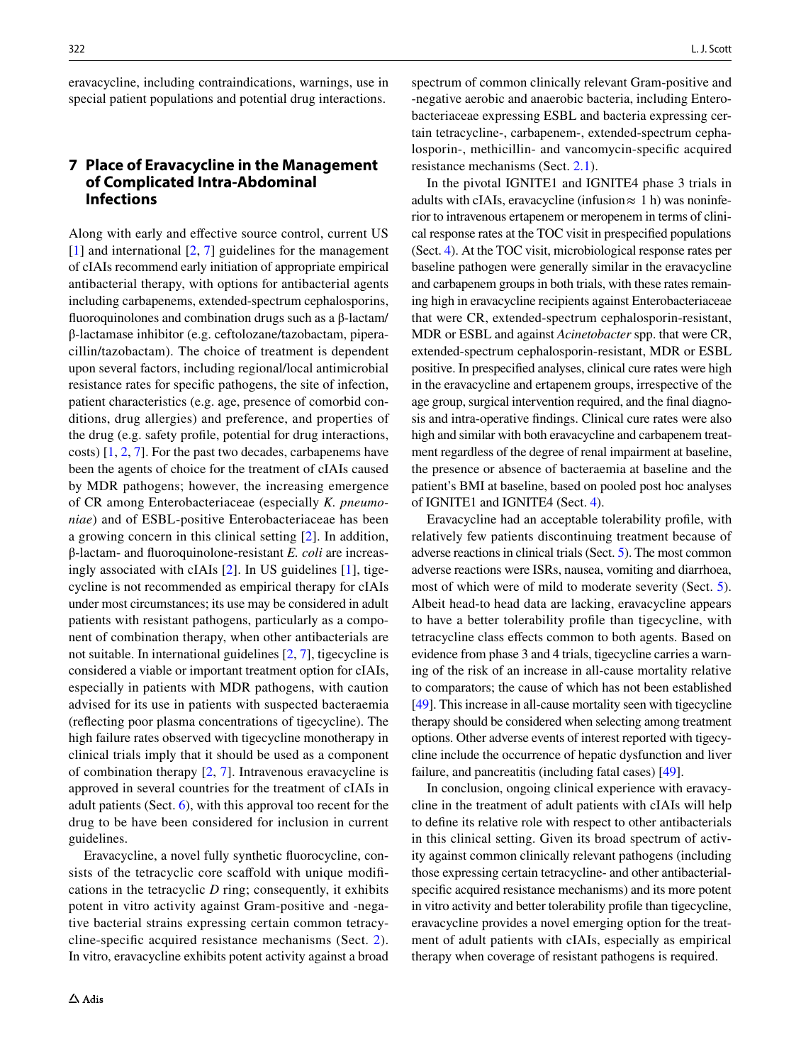eravacycline, including contraindications, warnings, use in special patient populations and potential drug interactions.

## 7 Place of Eravacycline in the Management of Complicated Intra-Abdominal Infections

Along with early and effective source control, current US [1] and international [2, 7] guidelines for the management of cIAIs recommend early initiation of appropriate empirical antibacterial therapy, with options for antibacterial agents including carbapenems, extended-spectrum cephalosporins, fluoroquinolones and combination drugs such as a β-lactam/β-lactamase inhibitor (e.g. ceftolozane/tazobactam, piperacillin/tazobactam). The choice of treatment is dependent upon several factors, including regional/local antimicrobial resistance rates for specific pathogens, the site of infection, patient characteristics (e.g. age, presence of comorbid conditions, drug allergies) and preference, and properties of the drug (e.g. safety profile, potential for drug interactions, costs) [1, 2, 7]. For the past two decades, carbapenems have been the agents of choice for the treatment of cIAIs caused by MDR pathogens; however, the increasing emergence of CR among Enterobacteriaceae (especially *K. pneumoniae*) and of ESBL-positive Enterobacteriaceae has been a growing concern in this clinical setting [2]. In addition, β-lactam- and fluoroquinolone-resistant *E. coli* are increasingly associated with cIAIs [2]. In US guidelines [1], tigecycline is not recommended as empirical therapy for cIAIs under most circumstances; its use may be considered in adult patients with resistant pathogens, particularly as a component of combination therapy, when other antibacterials are not suitable. In international guidelines [2, 7], tigecycline is considered a viable or important treatment option for cIAIs, especially in patients with MDR pathogens, with caution advised for its use in patients with suspected bacteraemia (reflecting poor plasma concentrations of tigecycline). The high failure rates observed with tigecycline monotherapy in clinical trials imply that it should be used as a component of combination therapy [2, 7]. Intravenous eravacycline is approved in several countries for the treatment of cIAIs in adult patients (Sect. 6), with this approval too recent for the drug to be have been considered for inclusion in current guidelines.

Eravacycline, a novel fully synthetic fluorocycline, consists of the tetracyclic core scaffold with unique modifications in the tetracyclic *D* ring; consequently, it exhibits potent in vitro activity against Gram-positive and -negative bacterial strains expressing certain common tetracycline-specific acquired resistance mechanisms (Sect. 2). In vitro, eravacycline exhibits potent activity against a broad spectrum of common clinically relevant Gram-positive and -negative aerobic and anaerobic bacteria, including Enterobacteriaceae expressing ESBL and bacteria expressing certain tetracycline-, carbapenem-, extended-spectrum cephalosporin-, methicillin- and vancomycin-specific acquired resistance mechanisms (Sect. 2.1).

In the pivotal IGNITE1 and IGNITE4 phase 3 trials in adults with cIAIs, eravacycline (infusion ≈ 1 h) was noninferior to intravenous ertapenem or meropenem in terms of clinical response rates at the TOC visit in prespecified populations (Sect. 4). At the TOC visit, microbiological response rates per baseline pathogen were generally similar in the eravacycline and carbapenem groups in both trials, with these rates remaining high in eravacycline recipients against Enterobacteriaceae that were CR, extended-spectrum cephalosporin-resistant, MDR or ESBL and against *Acinetobacter* spp. that were CR, extended-spectrum cephalosporin-resistant, MDR or ESBL positive. In prespecified analyses, clinical cure rates were high in the eravacycline and ertapenem groups, irrespective of the age group, surgical intervention required, and the final diagnosis and intra-operative findings. Clinical cure rates were also high and similar with both eravacycline and carbapenem treatment regardless of the degree of renal impairment at baseline, the presence or absence of bacteraemia at baseline and the patient's BMI at baseline, based on pooled post hoc analyses of IGNITE1 and IGNITE4 (Sect. 4).

Eravacycline had an acceptable tolerability profile, with relatively few patients discontinuing treatment because of adverse reactions in clinical trials (Sect. 5). The most common adverse reactions were ISRs, nausea, vomiting and diarrhoea, most of which were of mild to moderate severity (Sect. 5). Albeit head-to head data are lacking, eravacycline appears to have a better tolerability profile than tigecycline, with tetracycline class effects common to both agents. Based on evidence from phase 3 and 4 trials, tigecycline carries a warning of the risk of an increase in all-cause mortality relative to comparators; the cause of which has not been established [49]. This increase in all-cause mortality seen with tigecycline therapy should be considered when selecting among treatment options. Other adverse events of interest reported with tigecycline include the occurrence of hepatic dysfunction and liver failure, and pancreatitis (including fatal cases) [49].

In conclusion, ongoing clinical experience with eravacycline in the treatment of adult patients with cIAIs will help to define its relative role with respect to other antibacterials in this clinical setting. Given its broad spectrum of activity against common clinically relevant pathogens (including those expressing certain tetracycline- and other antibacterial-specific acquired resistance mechanisms) and its more potent in vitro activity and better tolerability profile than tigecycline, eravacycline provides a novel emerging option for the treatment of adult patients with cIAIs, especially as empirical therapy when coverage of resistant pathogens is required.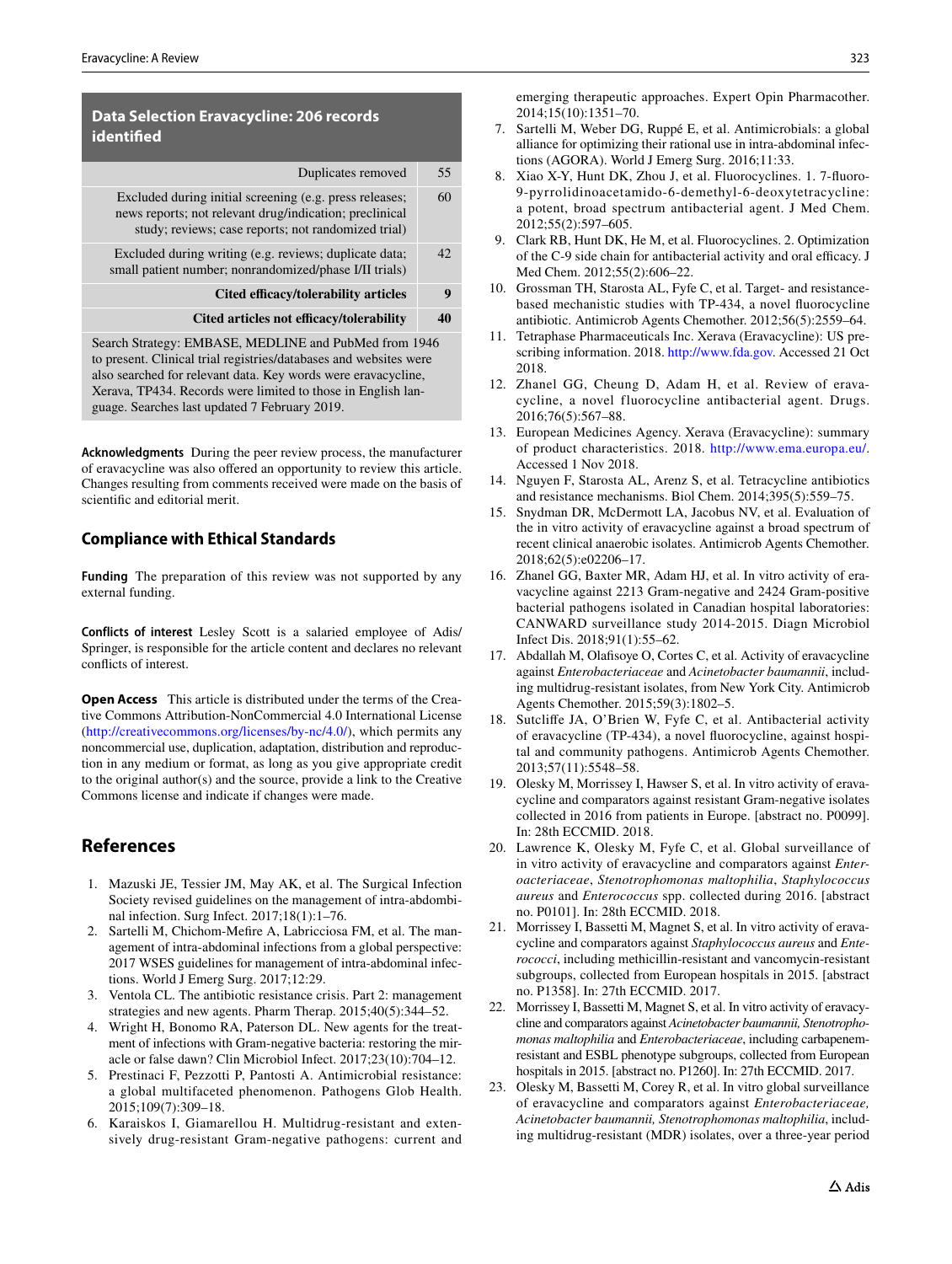| Data Selection Eravacycline: 206 records identified | |
|---|---|
| Duplicates removed | 55 |
| Excluded during initial screening (e.g. press releases; news reports; not relevant drug/indication; preclinical study; reviews; case reports; not randomized trial) | 60 |
| Excluded during writing (e.g. reviews; duplicate data; small patient number; nonrandomized/phase I/II trials) | 42 |
| **Cited efficacy/tolerability articles** | **9** |
| **Cited articles not efficacy/tolerability** | **40** |
| Search Strategy: EMBASE, MEDLINE and PubMed from 1946 to present. Clinical trial registries/databases and websites were also searched for relevant data. Key words were eravacycline, Xerava, TP434. Records were limited to those in English language. Searches last updated 7 February 2019. | |

**Acknowledgments** During the peer review process, the manufacturer of eravacycline was also offered an opportunity to review this article. Changes resulting from comments received were made on the basis of scientific and editorial merit.

## Compliance with Ethical Standards

**Funding** The preparation of this review was not supported by any external funding.

**Conflicts of interest** Lesley Scott is a salaried employee of Adis/Springer, is responsible for the article content and declares no relevant conflicts of interest.

**Open Access** This article is distributed under the terms of the Creative Commons Attribution-NonCommercial 4.0 International License (http://creativecommons.org/licenses/by-nc/4.0/), which permits any noncommercial use, duplication, adaptation, distribution and reproduction in any medium or format, as long as you give appropriate credit to the original author(s) and the source, provide a link to the Creative Commons license and indicate if changes were made.

## References

1. Mazuski JE, Tessier JM, May AK, et al. The Surgical Infection Society revised guidelines on the management of intra-abdominal infection. Surg Infect. 2017;18(1):1–76.
2. Sartelli M, Chichom-Mefire A, Labricciosa FM, et al. The management of intra-abdominal infections from a global perspective: 2017 WSES guidelines for management of intra-abdominal infections. World J Emerg Surg. 2017;12:29.
3. Ventola CL. The antibiotic resistance crisis. Part 2: management strategies and new agents. Pharm Therap. 2015;40(5):344–52.
4. Wright H, Bonomo RA, Paterson DL. New agents for the treatment of infections with Gram-negative bacteria: restoring the miracle or false dawn? Clin Microbiol Infect. 2017;23(10):704–12.
5. Prestinaci F, Pezzotti P, Pantosti A. Antimicrobial resistance: a global multifaceted phenomenon. Pathogens Glob Health. 2015;109(7):309–18.
6. Karaiskos I, Giamarellou H. Multidrug-resistant and extensively drug-resistant Gram-negative pathogens: current and emerging therapeutic approaches. Expert Opin Pharmacother. 2014;15(10):1351–70.
7. Sartelli M, Weber DG, Ruppé E, et al. Antimicrobials: a global alliance for optimizing their rational use in intra-abdominal infections (AGORA). World J Emerg Surg. 2016;11:33.
8. Xiao X-Y, Hunt DK, Zhou J, et al. Fluorocyclines. 1. 7-fluoro-9-pyrrolidinoacetamido-6-demethyl-6-deoxytetracycline: a potent, broad spectrum antibacterial agent. J Med Chem. 2012;55(2):597–605.
9. Clark RB, Hunt DK, He M, et al. Fluorocyclines. 2. Optimization of the C-9 side chain for antibacterial activity and oral efficacy. J Med Chem. 2012;55(2):606–22.
10. Grossman TH, Starosta AL, Fyfe C, et al. Target- and resistance-based mechanistic studies with TP-434, a novel fluorocycline antibiotic. Antimicrob Agents Chemother. 2012;56(5):2559–64.
11. Tetraphase Pharmaceuticals Inc. Xerava (Eravacycline): US prescribing information. 2018. http://www.fda.gov. Accessed 21 Oct 2018.
12. Zhanel GG, Cheung D, Adam H, et al. Review of eravacycline, a novel fluorocycline antibacterial agent. Drugs. 2016;76(5):567–88.
13. European Medicines Agency. Xerava (Eravacycline): summary of product characteristics. 2018. http://www.ema.europa.eu/. Accessed 1 Nov 2018.
14. Nguyen F, Starosta AL, Arenz S, et al. Tetracycline antibiotics and resistance mechanisms. Biol Chem. 2014;395(5):559–75.
15. Snydman DR, McDermott LA, Jacobus NV, et al. Evaluation of the in vitro activity of eravacycline against a broad spectrum of recent clinical anaerobic isolates. Antimicrob Agents Chemother. 2018;62(5):e02206–17.
16. Zhanel GG, Baxter MR, Adam HJ, et al. In vitro activity of eravacycline against 2213 Gram-negative and 2424 Gram-positive bacterial pathogens isolated in Canadian hospital laboratories: CANWARD surveillance study 2014-2015. Diagn Microbiol Infect Dis. 2018;91(1):55–62.
17. Abdallah M, Olafisoye O, Cortes C, et al. Activity of eravacycline against *Enterobacteriaceae* and *Acinetobacter baumannii*, including multidrug-resistant isolates, from New York City. Antimicrob Agents Chemother. 2015;59(3):1802–5.
18. Sutcliffe JA, O'Brien W, Fyfe C, et al. Antibacterial activity of eravacycline (TP-434), a novel fluorocycline, against hospital and community pathogens. Antimicrob Agents Chemother. 2013;57(11):5548–58.
19. Olesky M, Morrissey I, Hawser S, et al. In vitro activity of eravacycline and comparators against resistant Gram-negative isolates collected in 2016 from patients in Europe. [abstract no. P0099]. In: 28th ECCMID. 2018.
20. Lawrence K, Olesky M, Fyfe C, et al. Global surveillance of in vitro activity of eravacycline and comparators against *Enterobacteriaceae*, *Stenotrophomonas maltophilia*, *Staphylococcus aureus* and *Enterococcus* spp. collected during 2016. [abstract no. P0101]. In: 28th ECCMID. 2018.
21. Morrissey I, Bassetti M, Magnet S, et al. In vitro activity of eravacycline and comparators against *Staphylococcus aureus* and *Enterococci*, including methicillin-resistant and vancomycin-resistant subgroups, collected from European hospitals in 2015. [abstract no. P1358]. In: 27th ECCMID. 2017.
22. Morrissey I, Bassetti M, Magnet S, et al. In vitro activity of eravacycline and comparators against *Acinetobacter baumannii, Stenotrophomonas maltophilia* and *Enterobacteriaceae*, including carbapenem-resistant and ESBL phenotype subgroups, collected from European hospitals in 2015. [abstract no. P1260]. In: 27th ECCMID. 2017.
23. Olesky M, Bassetti M, Corey R, et al. In vitro global surveillance of eravacycline and comparators against *Enterobacteriaceae, Acinetobacter baumannii, Stenotrophomonas maltophilia*, including multidrug-resistant (MDR) isolates, over a three-year period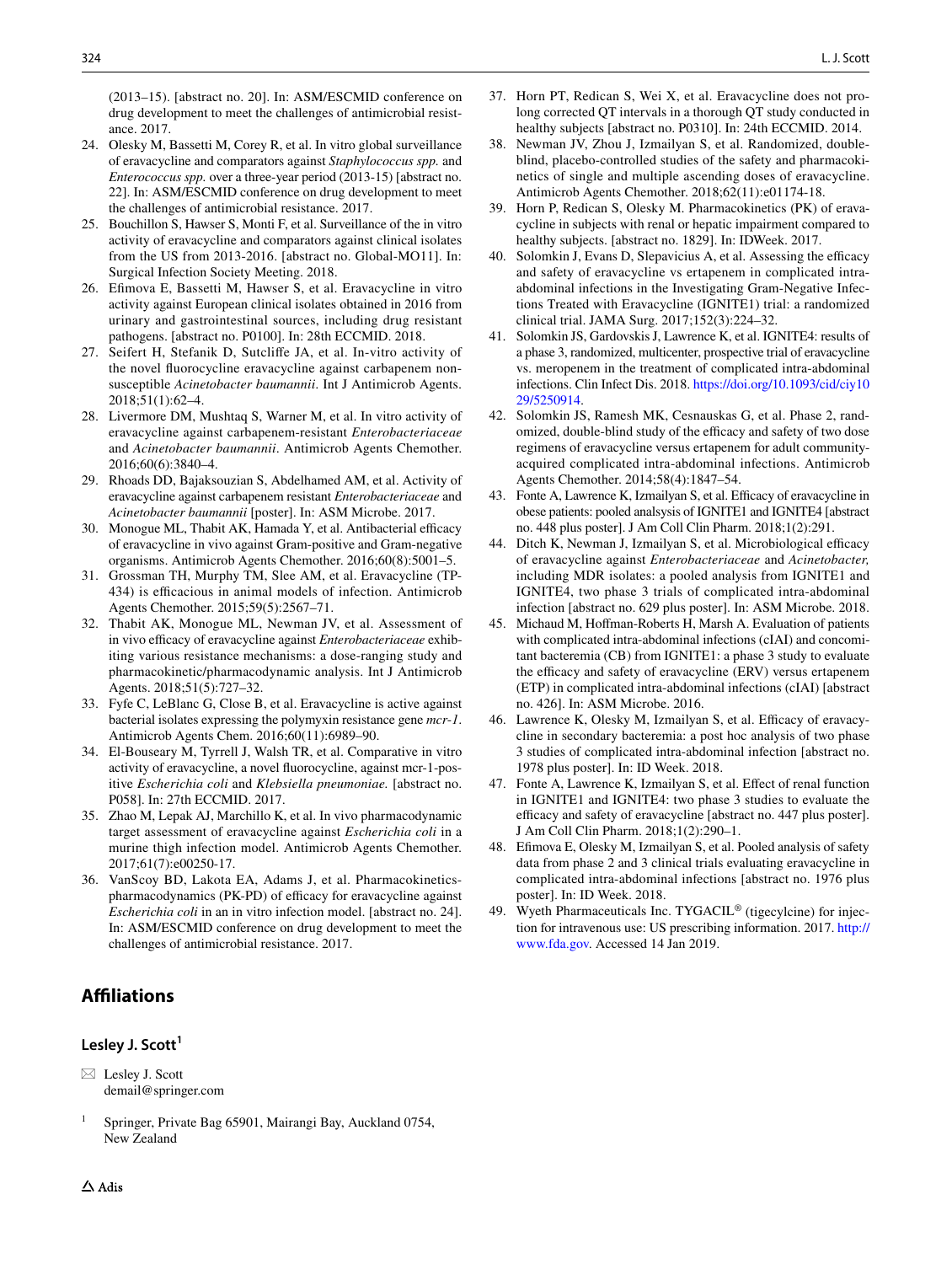(2013–15). [abstract no. 20]. In: ASM/ESCMID conference on drug development to meet the challenges of antimicrobial resistance. 2017.

24. Olesky M, Bassetti M, Corey R, et al. In vitro global surveillance of eravacycline and comparators against *Staphylococcus spp.* and *Enterococcus spp.* over a three-year period (2013-15) [abstract no. 22]. In: ASM/ESCMID conference on drug development to meet the challenges of antimicrobial resistance. 2017.
25. Bouchillon S, Hawser S, Monti F, et al. Surveillance of the in vitro activity of eravacycline and comparators against clinical isolates from the US from 2013-2016. [abstract no. Global-MO11]. In: Surgical Infection Society Meeting. 2018.
26. Efimova E, Bassetti M, Hawser S, et al. Eravacycline in vitro activity against European clinical isolates obtained in 2016 from urinary and gastrointestinal sources, including drug resistant pathogens. [abstract no. P0100]. In: 28th ECCMID. 2018.
27. Seifert H, Stefanik D, Sutcliffe JA, et al. In-vitro activity of the novel fluorocycline eravacycline against carbapenem non-susceptible *Acinetobacter baumannii*. Int J Antimicrob Agents. 2018;51(1):62–4.
28. Livermore DM, Mushtaq S, Warner M, et al. In vitro activity of eravacycline against carbapenem-resistant *Enterobacteriaceae* and *Acinetobacter baumannii*. Antimicrob Agents Chemother. 2016;60(6):3840–4.
29. Rhoads DD, Bajaksouzian S, Abdelhamed AM, et al. Activity of eravacycline against carbapenem resistant *Enterobacteriaceae* and *Acinetobacter baumannii* [poster]. In: ASM Microbe. 2017.
30. Monogue ML, Thabit AK, Hamada Y, et al. Antibacterial efficacy of eravacycline in vivo against Gram-positive and Gram-negative organisms. Antimicrob Agents Chemother. 2016;60(8):5001–5.
31. Grossman TH, Murphy TM, Slee AM, et al. Eravacycline (TP-434) is efficacious in animal models of infection. Antimicrob Agents Chemother. 2015;59(5):2567–71.
32. Thabit AK, Monogue ML, Newman JV, et al. Assessment of in vivo efficacy of eravacycline against *Enterobacteriaceae* exhibiting various resistance mechanisms: a dose-ranging study and pharmacokinetic/pharmacodynamic analysis. Int J Antimicrob Agents. 2018;51(5):727–32.
33. Fyfe C, LeBlanc G, Close B, et al. Eravacycline is active against bacterial isolates expressing the polymyxin resistance gene *mcr-1*. Antimicrob Agents Chem. 2016;60(11):6989–90.
34. El-Bouseary M, Tyrrell J, Walsh TR, et al. Comparative in vitro activity of eravacycline, a novel fluorocycline, against mcr-1-positive *Escherichia coli* and *Klebsiella pneumoniae*. [abstract no. P058]. In: 27th ECCMID. 2017.
35. Zhao M, Lepak AJ, Marchillo K, et al. In vivo pharmacodynamic target assessment of eravacycline against *Escherichia coli* in a murine thigh infection model. Antimicrob Agents Chemother. 2017;61(7):e00250-17.
36. VanScoy BD, Lakota EA, Adams J, et al. Pharmacokinetics-pharmacodynamics (PK-PD) of efficacy for eravacycline against *Escherichia coli* in an in vitro infection model. [abstract no. 24]. In: ASM/ESCMID conference on drug development to meet the challenges of antimicrobial resistance. 2017.
37. Horn PT, Redican S, Wei X, et al. Eravacycline does not prolong corrected QT intervals in a thorough QT study conducted in healthy subjects [abstract no. P0310]. In: 24th ECCMID. 2014.
38. Newman JV, Zhou J, Izmailyan S, et al. Randomized, double-blind, placebo-controlled studies of the safety and pharmacokinetics of single and multiple ascending doses of eravacycline. Antimicrob Agents Chemother. 2018;62(11):e01174-18.
39. Horn P, Redican S, Olesky M. Pharmacokinetics (PK) of eravacycline in subjects with renal or hepatic impairment compared to healthy subjects. [abstract no. 1829]. In: IDWeek. 2017.
40. Solomkin J, Evans D, Slepavicius A, et al. Assessing the efficacy and safety of eravacycline vs ertapenem in complicated intra-abdominal infections in the Investigating Gram-Negative Infections Treated with Eravacycline (IGNITE1) trial: a randomized clinical trial. JAMA Surg. 2017;152(3):224–32.
41. Solomkin JS, Gardovskis J, Lawrence K, et al. IGNITE4: results of a phase 3, randomized, multicenter, prospective trial of eravacycline vs. meropenem in the treatment of complicated intra-abdominal infections. Clin Infect Dis. 2018. https://doi.org/10.1093/cid/ciy1029/5250914.
42. Solomkin JS, Ramesh MK, Cesnauskas G, et al. Phase 2, randomized, double-blind study of the efficacy and safety of two dose regimens of eravacycline versus ertapenem for adult community-acquired complicated intra-abdominal infections. Antimicrob Agents Chemother. 2014;58(4):1847–54.
43. Fonte A, Lawrence K, Izmailyan S, et al. Efficacy of eravacycline in obese patients: pooled analsysis of IGNITE1 and IGNITE4 [abstract no. 448 plus poster]. J Am Coll Clin Pharm. 2018;1(2):291.
44. Ditch K, Newman J, Izmailyan S, et al. Microbiological efficacy of eravacycline against *Enterobacteriaceae* and *Acinetobacter,* including MDR isolates: a pooled analysis from IGNITE1 and IGNITE4, two phase 3 trials of complicated intra-abdominal infection [abstract no. 629 plus poster]. In: ASM Microbe. 2018.
45. Michaud M, Hoffman-Roberts H, Marsh A. Evaluation of patients with complicated intra-abdominal infections (cIAI) and concomitant bacteremia (CB) from IGNITE1: a phase 3 study to evaluate the efficacy and safety of eravacycline (ERV) versus ertapenem (ETP) in complicated intra-abdominal infections (cIAI) [abstract no. 426]. In: ASM Microbe. 2016.
46. Lawrence K, Olesky M, Izmailyan S, et al. Efficacy of eravacycline in secondary bacteremia: a post hoc analysis of two phase 3 studies of complicated intra-abdominal infection [abstract no. 1978 plus poster]. In: ID Week. 2018.
47. Fonte A, Lawrence K, Izmailyan S, et al. Effect of renal function in IGNITE1 and IGNITE4: two phase 3 studies to evaluate the efficacy and safety of eravacycline [abstract no. 447 plus poster]. J Am Coll Clin Pharm. 2018;1(2):290–1.
48. Efimova E, Olesky M, Izmailyan S, et al. Pooled analysis of safety data from phase 2 and 3 clinical trials evaluating eravacycline in complicated intra-abdominal infections [abstract no. 1976 plus poster]. In: ID Week. 2018.
49. Wyeth Pharmaceuticals Inc. TYGACIL® (tigecylcine) for injection for intravenous use: US prescribing information. 2017. http://www.fda.gov. Accessed 14 Jan 2019.

## Affiliations

### Lesley J. Scott[1]

✉ Lesley J. Scott
demail@springer.com

[1] Springer, Private Bag 65901, Mairangi Bay, Auckland 0754, New Zealand